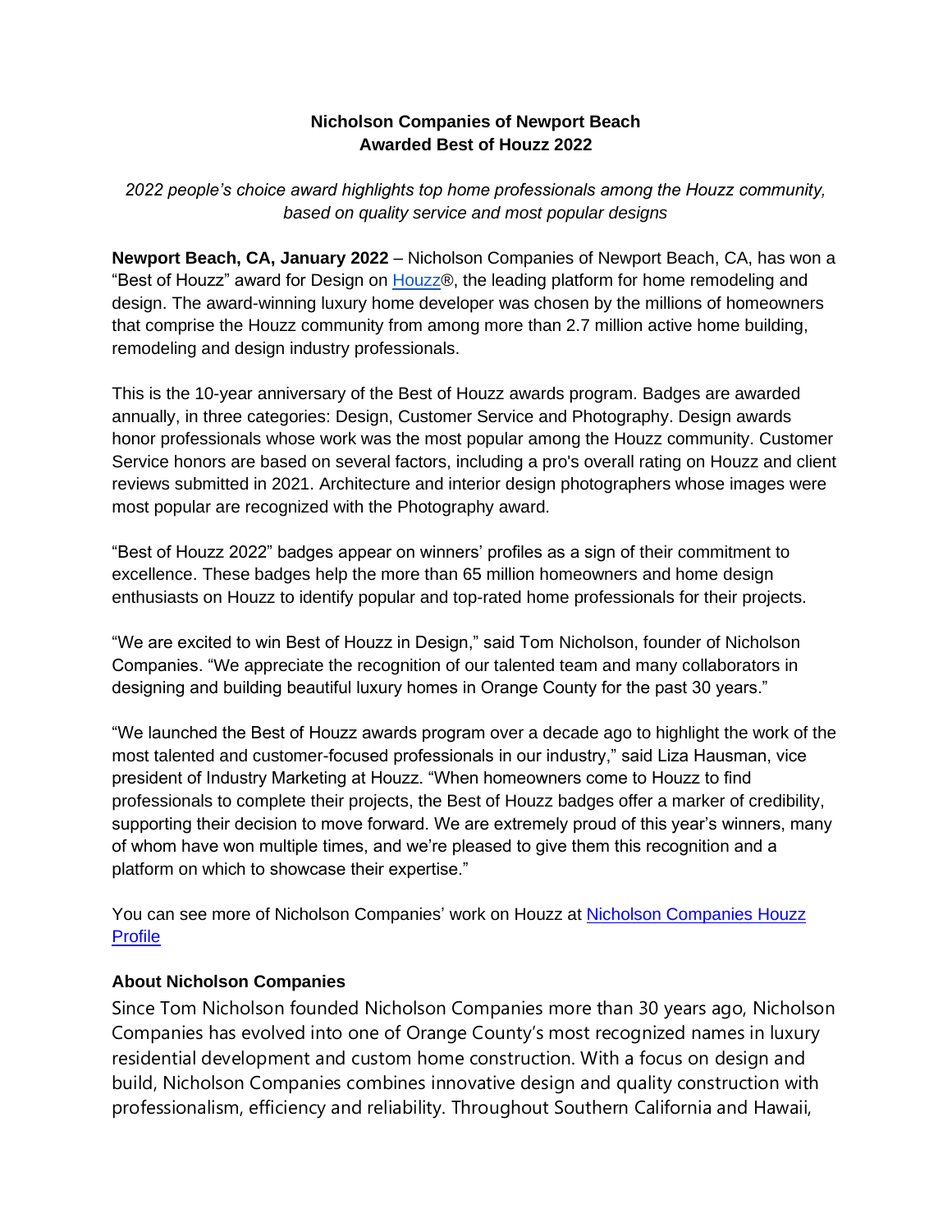**Nicholson Companies of Newport Beach**
**Awarded Best of Houzz 2022**

*2022 people's choice award highlights top home professionals among the Houzz community, based on quality service and most popular designs*

**Newport Beach, CA, January 2022** – Nicholson Companies of Newport Beach, CA, has won a "Best of Houzz" award for Design on Houzz®, the leading platform for home remodeling and design. The award-winning luxury home developer was chosen by the millions of homeowners that comprise the Houzz community from among more than 2.7 million active home building, remodeling and design industry professionals.

This is the 10-year anniversary of the Best of Houzz awards program. Badges are awarded annually, in three categories: Design, Customer Service and Photography. Design awards honor professionals whose work was the most popular among the Houzz community. Customer Service honors are based on several factors, including a pro's overall rating on Houzz and client reviews submitted in 2021. Architecture and interior design photographers whose images were most popular are recognized with the Photography award.

"Best of Houzz 2022" badges appear on winners' profiles as a sign of their commitment to excellence. These badges help the more than 65 million homeowners and home design enthusiasts on Houzz to identify popular and top-rated home professionals for their projects.

"We are excited to win Best of Houzz in Design," said Tom Nicholson, founder of Nicholson Companies. "We appreciate the recognition of our talented team and many collaborators in designing and building beautiful luxury homes in Orange County for the past 30 years."

"We launched the Best of Houzz awards program over a decade ago to highlight the work of the most talented and customer-focused professionals in our industry," said Liza Hausman, vice president of Industry Marketing at Houzz. "When homeowners come to Houzz to find professionals to complete their projects, the Best of Houzz badges offer a marker of credibility, supporting their decision to move forward. We are extremely proud of this year's winners, many of whom have won multiple times, and we're pleased to give them this recognition and a platform on which to showcase their expertise."

You can see more of Nicholson Companies' work on Houzz at Nicholson Companies Houzz Profile

**About Nicholson Companies**

Since Tom Nicholson founded Nicholson Companies more than 30 years ago, Nicholson Companies has evolved into one of Orange County's most recognized names in luxury residential development and custom home construction. With a focus on design and build, Nicholson Companies combines innovative design and quality construction with professionalism, efficiency and reliability. Throughout Southern California and Hawaii,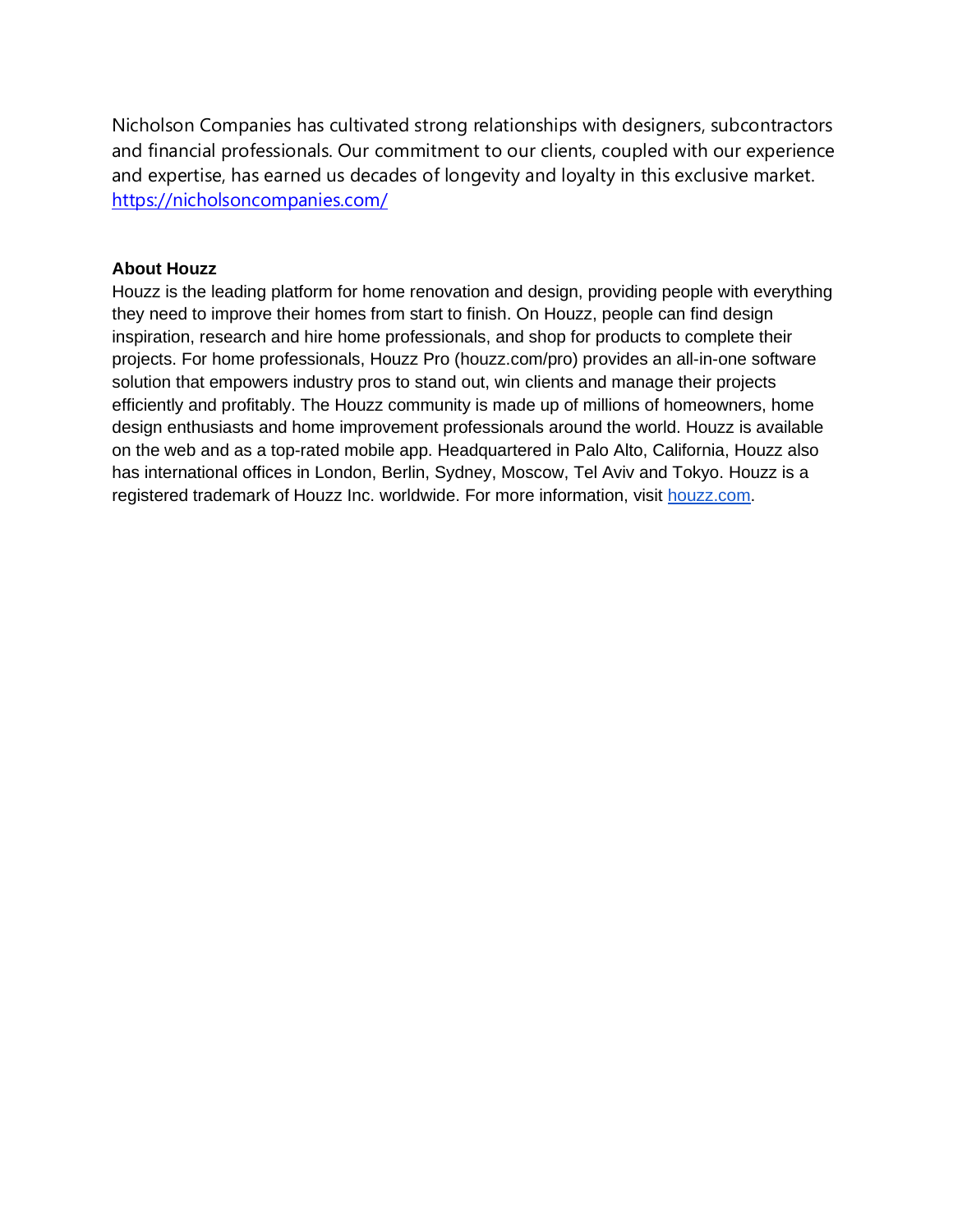Nicholson Companies has cultivated strong relationships with designers, subcontractors and financial professionals. Our commitment to our clients, coupled with our experience and expertise, has earned us decades of longevity and loyalty in this exclusive market. [https://nicholsoncompanies.com/](https://nicholsoncompanies.com/)

**About Houzz**

Houzz is the leading platform for home renovation and design, providing people with everything they need to improve their homes from start to finish. On Houzz, people can find design inspiration, research and hire home professionals, and shop for products to complete their projects. For home professionals, Houzz Pro (houzz.com/pro) provides an all-in-one software solution that empowers industry pros to stand out, win clients and manage their projects efficiently and profitably. The Houzz community is made up of millions of homeowners, home design enthusiasts and home improvement professionals around the world. Houzz is available on the web and as a top-rated mobile app. Headquartered in Palo Alto, California, Houzz also has international offices in London, Berlin, Sydney, Moscow, Tel Aviv and Tokyo. Houzz is a registered trademark of Houzz Inc. worldwide. For more information, visit [houzz.com](https://houzz.com).